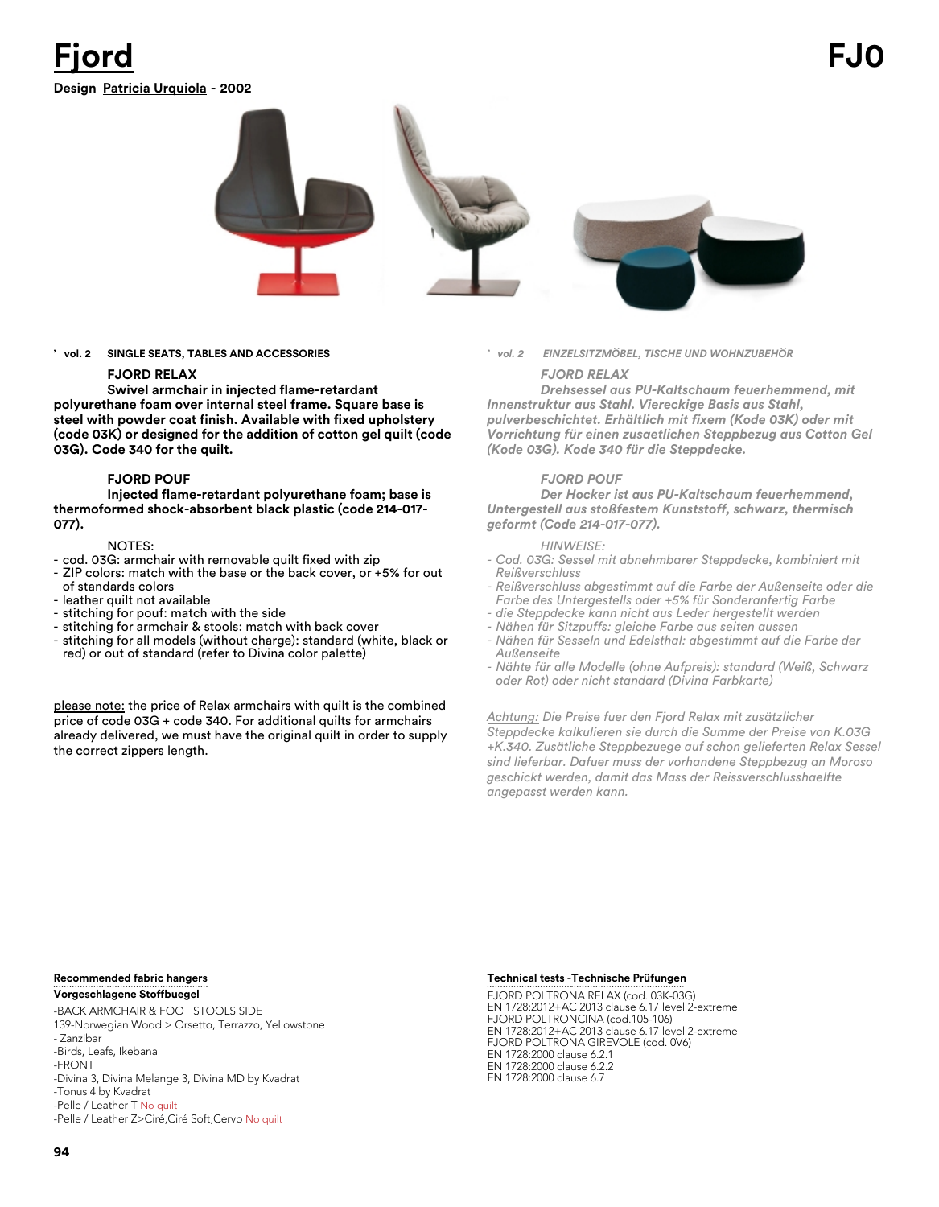# Fjord

**FJ0**

**Design Patricia Urquiola - 2002**

**’ vol. 2 SINGLE SEATS, TABLES AND ACCESSORIES**

**FJORD RELAX**

**Swivel armchair in injected flame-retardant polyurethane foam over internal steel frame. Square base is steel with powder coat finish. Available with fixed upholstery (code 03K) or designed for the addition of cotton gel quilt (code 03G). Code 340 for the quilt.**

**FJORD POUF**

**Injected flame-retardant polyurethane foam; base is thermoformed shock-absorbent black plastic (code 214-017-077).**

NOTES:

- cod. 03G: armchair with removable quilt fixed with zip
- ZIP colors: match with the base or the back cover, or +5% for out of standards colors
- leather quilt not available
- stitching for pouf: match with the side
- stitching for armchair & stools: match with back cover
- stitching for all models (without charge): standard (white, black or red) or out of standard (refer to Divina color palette)

please note: the price of Relax armchairs with quilt is the combined price of code 03G + code 340. For additional quilts for armchairs already delivered, we must have the original quilt in order to supply the correct zippers length.

*’ vol. 2 EINZELSITZMÖBEL, TISCHE UND WOHNZUBEHÖR*

***FJORD RELAX***

***Drehsessel aus PU-Kaltschaum feuerhemmend, mit Innenstruktur aus Stahl. Viereckige Basis aus Stahl, pulverbeschichtet. Erhältlich mit fixem (Kode 03K) oder mit Vorrichtung für einen zusaetlichen Steppbezug aus Cotton Gel (Kode 03G). Kode 340 für die Steppdecke.***

***FJORD POUF***

***Der Hocker ist aus PU-Kaltschaum feuerhemmend, Untergestell aus stoßfestem Kunststoff, schwarz, thermisch geformt (Code 214-017-077).***

*HINWEISE:*

- *Cod. 03G: Sessel mit abnehmbarer Steppdecke, kombiniert mit Reißverschluss*
- *Reißverschluss abgestimmt auf die Farbe der Außenseite oder die Farbe des Untergestells oder +5% für Sonderanfertig Farbe*
- *die Steppdecke kann nicht aus Leder hergestellt werden*
- *Nähen für Sitzpuffs: gleiche Farbe aus seiten aussen*
- *Nähen für Sesseln und Edelsthal: abgestimmt auf die Farbe der Außenseite*
- *Nähte für alle Modelle (ohne Aufpreis): standard (Weiß, Schwarz oder Rot) oder nicht standard (Divina Farbkarte)*

*Achtung: Die Preise fuer den Fjord Relax mit zusätzlicher Steppdecke kalkulieren sie durch die Summe der Preise von K.03G +K.340. Zusätzliche Steppbezuege auf schon gelieferten Relax Sessel sind lieferbar. Dafuer muss der vorhandene Steppbezug an Moroso geschickt werden, damit das Mass der Reissverschlusshaelfte angepasst werden kann.*

**Recommended fabric hangers**
**Vorgeschlagene Stoffbuegel**

-BACK ARMCHAIR & FOOT STOOLS SIDE
139-Norwegian Wood > Orsetto, Terrazzo, Yellowstone
- Zanzibar
-Birds, Leafs, Ikebana
-FRONT
-Divina 3, Divina Melange 3, Divina MD by Kvadrat
-Tonus 4 by Kvadrat
-Pelle / Leather T No quilt
-Pelle / Leather Z>Ciré,Ciré Soft,Cervo No quilt

**Technical tests -Technische Prüfungen**

FJORD POLTRONA RELAX (cod. 03K-03G)
EN 1728:2012+AC 2013 clause 6.17 level 2-extreme
FJORD POLTRONCINA (cod.105-106)
EN 1728:2012+AC 2013 clause 6.17 level 2-extreme
FJORD POLTRONA GIREVOLE (cod. 0V6)
EN 1728:2000 clause 6.2.1
EN 1728:2000 clause 6.2.2
EN 1728:2000 clause 6.7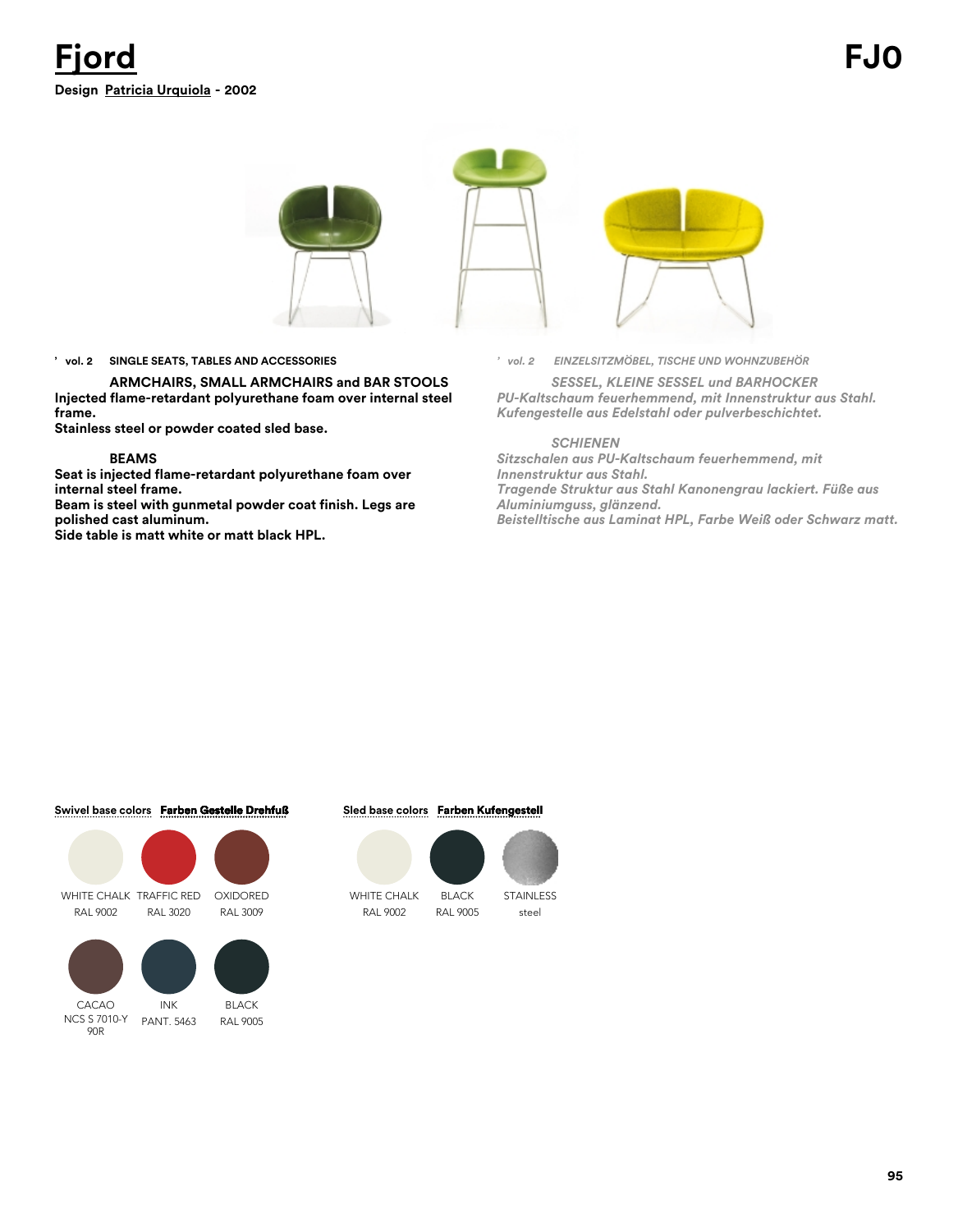# Fjord

**Design Patricia Urquiola - 2002**

# FJO

' **vol. 2 SINGLE SEATS, TABLES AND ACCESSORIES**

**ARMCHAIRS, SMALL ARMCHAIRS and BAR STOOLS**
**Injected flame-retardant polyurethane foam over internal steel frame.**
**Stainless steel or powder coated sled base.**

**BEAMS**
**Seat is injected flame-retardant polyurethane foam over internal steel frame.**
**Beam is steel with gunmetal powder coat finish. Legs are polished cast aluminum.**
**Side table is matt white or matt black HPL.**

' *vol. 2 EINZELSITZMÖBEL, TISCHE UND WOHNZUBEHÖR*

*SESSEL, KLEINE SESSEL und BARHOCKER*
*PU-Kaltschaum feuerhemmend, mit Innenstruktur aus Stahl.*
*Kufengestelle aus Edelstahl oder pulverbeschichtet.*

*SCHIENEN*
*Sitzschalen aus PU-Kaltschaum feuerhemmend, mit Innenstruktur aus Stahl.*
*Tragende Struktur aus Stahl Kanonengrau lackiert. Füße aus Aluminiumguss, glänzend.*
*Beistelltische aus Laminat HPL, Farbe Weiß oder Schwarz matt.*

**Swivel base colors** **Farben Gestelle Drehfuß**

WHITE CHALK
RAL 9002

TRAFFIC RED
RAL 3020

OXIDORED
RAL 3009

CACAO
NCS S 7010-Y 90R

INK
PANT. 5463

BLACK
RAL 9005

**Sled base colors** **Farben Kufengestell**

WHITE CHALK
RAL 9002

BLACK
RAL 9005

STAINLESS
steel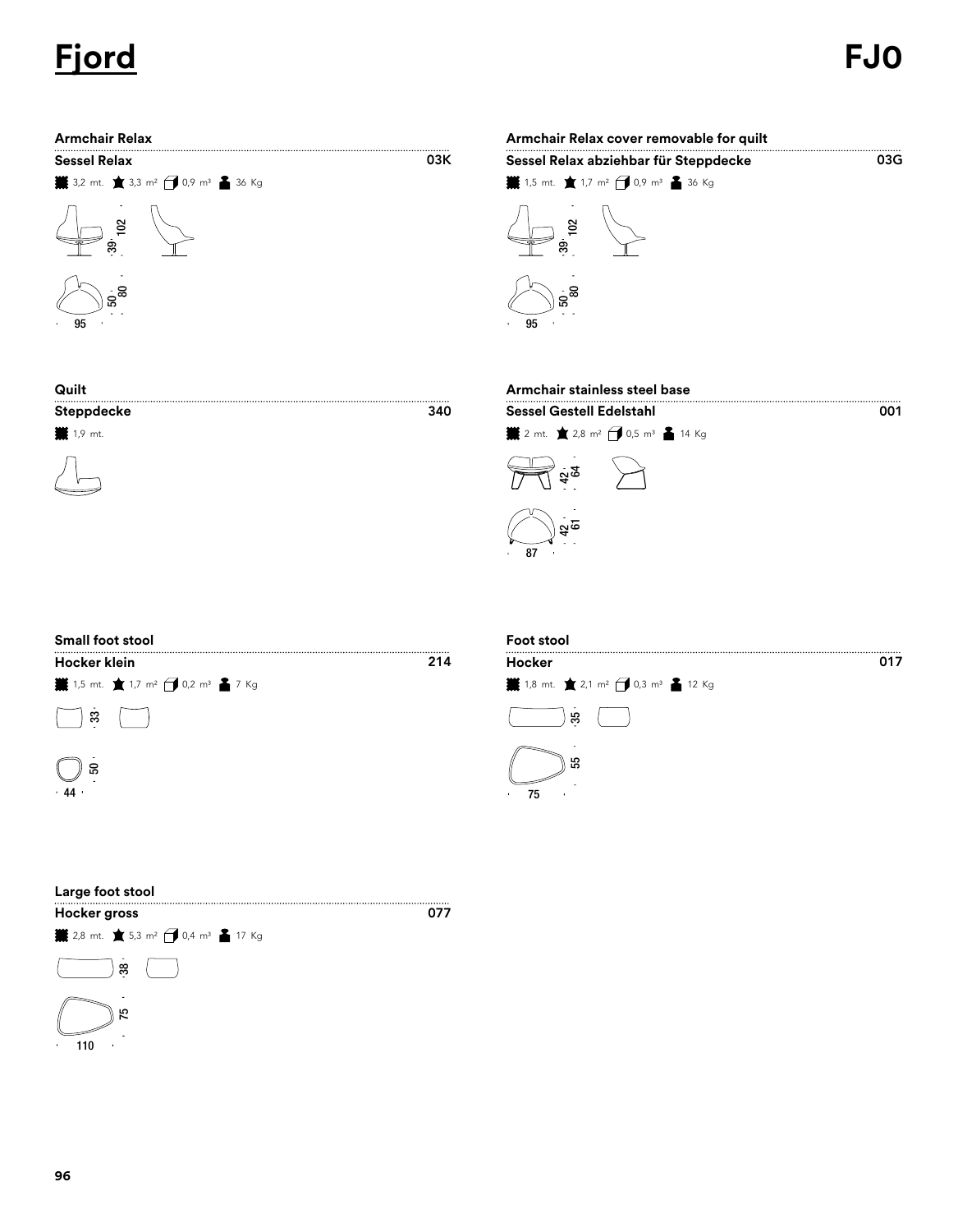# Fjord

**FJ0**

### Armchair Relax

**Sessel Relax** — 03K

3,2 mt. 3,3 m² 0,9 m³ 36 Kg

102 · 39 · 50 · 80 · 95

### Armchair Relax cover removable for quilt

**Sessel Relax abziehbar für Steppdecke** — 03G

1,5 mt. 1,7 m² 0,9 m³ 36 Kg

102 · 39 · 50 · 80 · 95

### Quilt

**Steppdecke** — 340

1,9 mt.

### Armchair stainless steel base

**Sessel Gestell Edelstahl** — 001

2 mt. 2,8 m² 0,5 m³ 14 Kg

42 · 64 · 42 · 61 · 87

### Small foot stool

**Hocker klein** — 214

1,5 mt. 1,7 m² 0,2 m³ 7 Kg

33 · 50 · 44

### Foot stool

**Hocker** — 017

1,8 mt. 2,1 m² 0,3 m³ 12 Kg

35 · 55 · 75

### Large foot stool

**Hocker gross** — 077

2,8 mt. 5,3 m² 0,4 m³ 17 Kg

38 · 75 · 110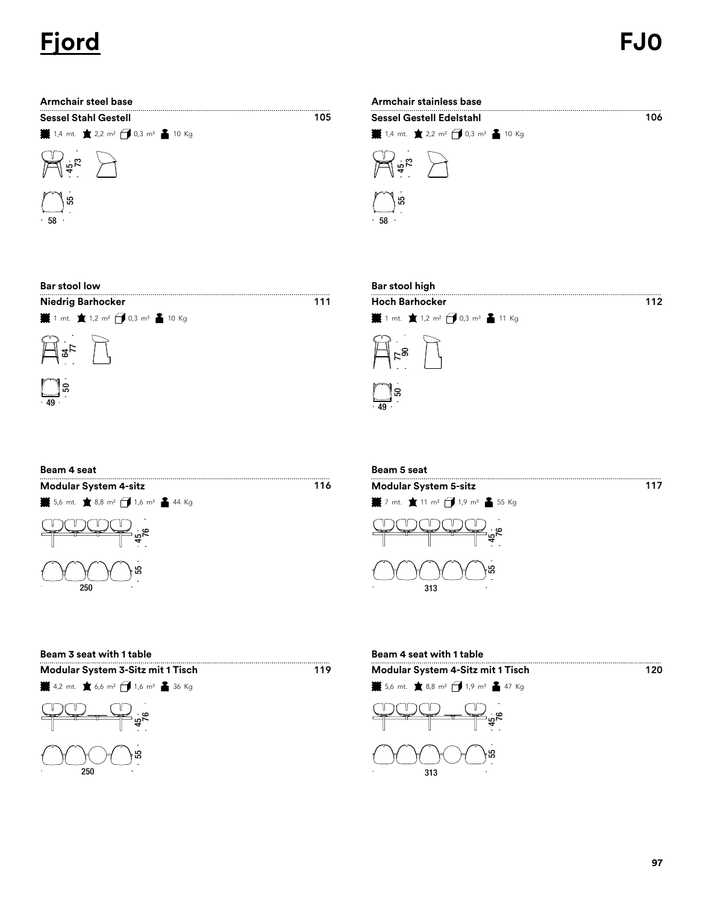# Fjord

**FJO**

### Armchair steel base

**Sessel Stahl Gestell** 105

1,4 mt. 2,2 m² 0,3 m³ 10 Kg

45 73

55

58

### Armchair stainless base

**Sessel Gestell Edelstahl** 106

1,4 mt. 2,2 m² 0,3 m³ 10 Kg

45 73

55

58

### Bar stool low

**Niedrig Barhocker** 111

1 mt. 1,2 m² 0,3 m³ 10 Kg

64 77

50

49

### Bar stool high

**Hoch Barhocker** 112

1 mt. 1,2 m² 0,3 m³ 11 Kg

77 90

50

49

### Beam 4 seat

**Modular System 4-sitz** 116

5,6 mt. 8,8 m² 1,6 m³ 44 Kg

45 76

55

250

### Beam 5 seat

**Modular System 5-sitz** 117

7 mt. 11 m² 1,9 m³ 55 Kg

45 76

55

313

### Beam 3 seat with 1 table

**Modular System 3-Sitz mit 1 Tisch** 119

4,2 mt. 6,6 m² 1,6 m³ 36 Kg

45 76

55

250

### Beam 4 seat with 1 table

**Modular System 4-Sitz mit 1 Tisch** 120

5,6 mt. 8,8 m² 1,9 m³ 47 Kg

45 76

55

313